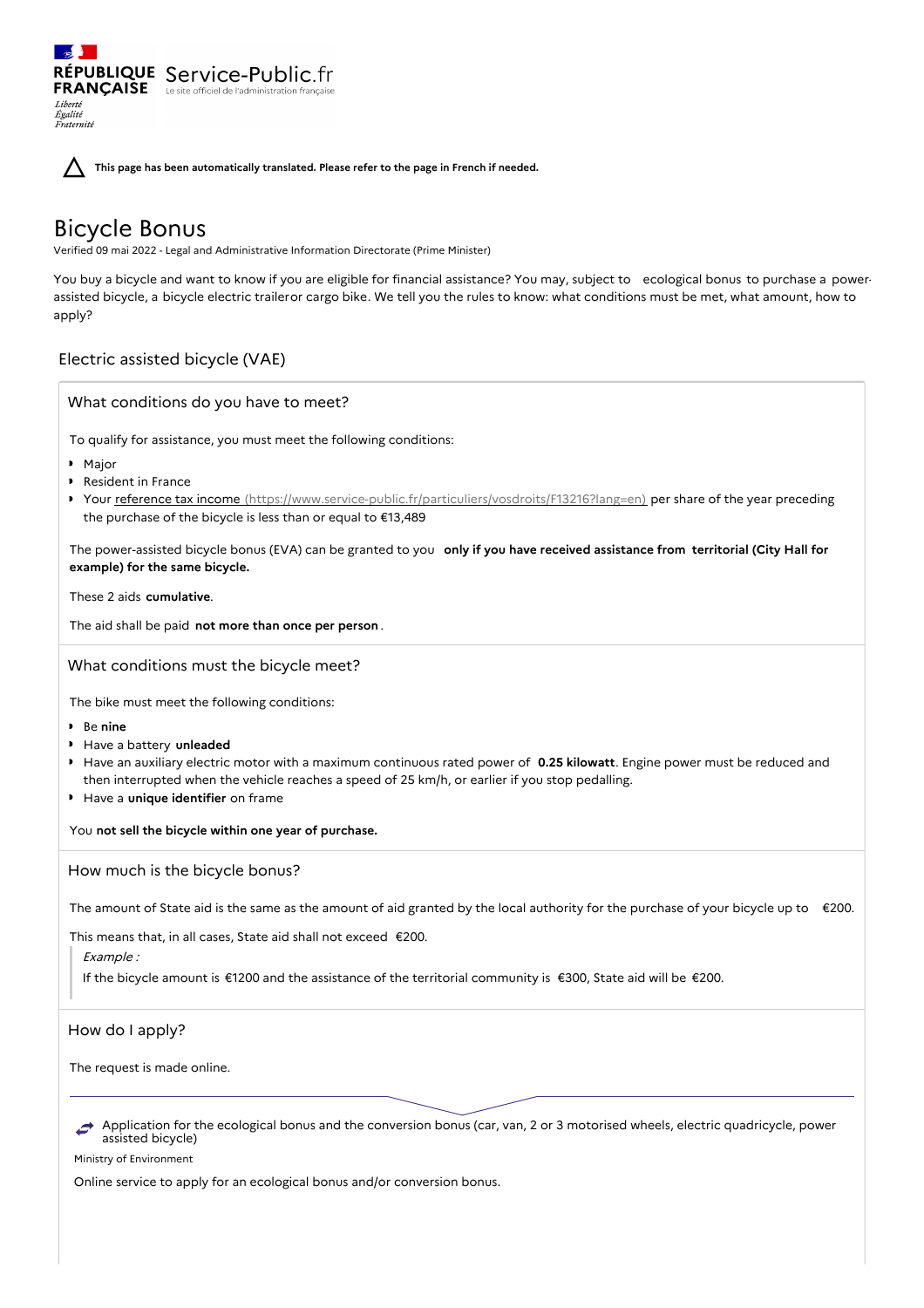RÉPUBLIQUE FRANÇAISE Service-Public.fr Le site officiel de l'administration française

Liberté
Égalité
Fraternité

**This page has been automatically translated. Please refer to the page in French if needed.**

# Bicycle Bonus

Verified 09 mai 2022 - Legal and Administrative Information Directorate (Prime Minister)

You buy a bicycle and want to know if you are eligible for financial assistance? You may, subject to ecological bonus to purchase a power-assisted bicycle, a bicycle electric traileror cargo bike. We tell you the rules to know: what conditions must be met, what amount, how to apply?

## Electric assisted bicycle (VAE)

### What conditions do you have to meet?

To qualify for assistance, you must meet the following conditions:

- Major
- Resident in France
- Your reference tax income (https://www.service-public.fr/particuliers/vosdroits/F13216?lang=en) per share of the year preceding the purchase of the bicycle is less than or equal to €13,489

The power-assisted bicycle bonus (EVA) can be granted to you **only if you have received assistance from territorial (City Hall for example) for the same bicycle.**

These 2 aids **cumulative**.

The aid shall be paid **not more than once per person**.

### What conditions must the bicycle meet?

The bike must meet the following conditions:

- Be **nine**
- Have a battery **unleaded**
- Have an auxiliary electric motor with a maximum continuous rated power of **0.25 kilowatt**. Engine power must be reduced and then interrupted when the vehicle reaches a speed of 25 km/h, or earlier if you stop pedalling.
- Have a **unique identifier** on frame

You **not sell the bicycle within one year of purchase.**

### How much is the bicycle bonus?

The amount of State aid is the same as the amount of aid granted by the local authority for the purchase of your bicycle up to €200.

This means that, in all cases, State aid shall not exceed €200.

> *Example :*
>
> If the bicycle amount is €1200 and the assistance of the territorial community is €300, State aid will be €200.

### How do I apply?

The request is made online.

Application for the ecological bonus and the conversion bonus (car, van, 2 or 3 motorised wheels, electric quadricycle, power assisted bicycle)

Ministry of Environment

Online service to apply for an ecological bonus and/or conversion bonus.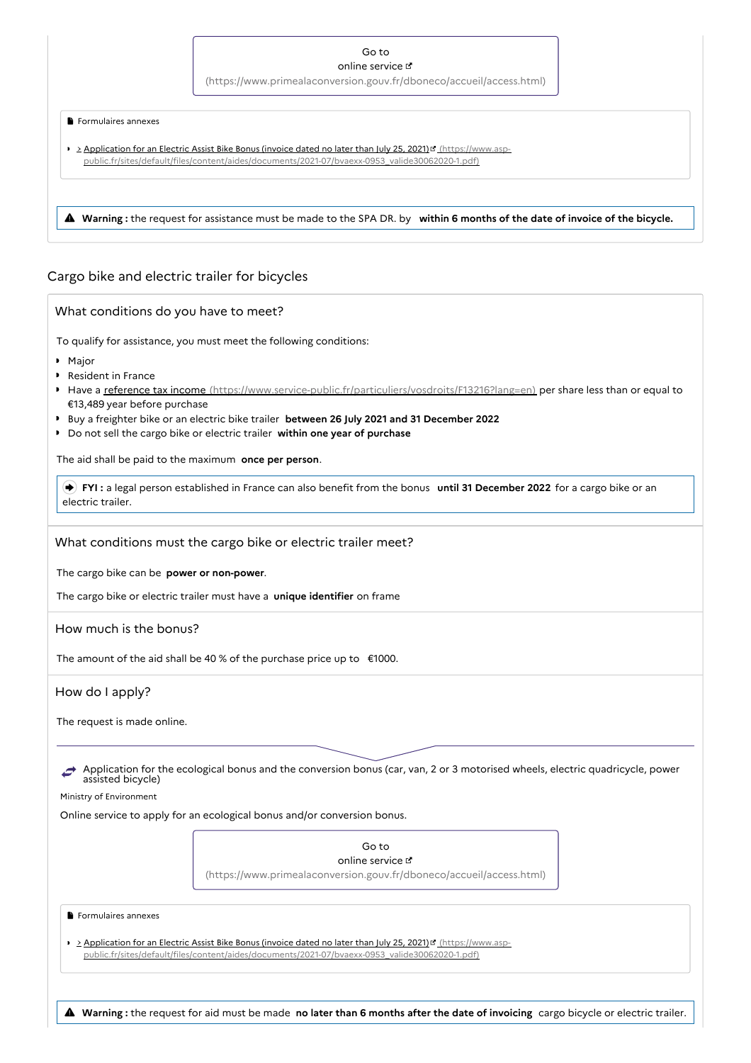Go to
online service
(https://www.primealaconversion.gouv.fr/dboneco/accueil/access.html)

Formulaires annexes

- > Application for an Electric Assist Bike Bonus (invoice dated no later than July 25, 2021) (https://www.asp-public.fr/sites/default/files/content/aides/documents/2021-07/bvaexx-0953_valide30062020-1.pdf)

**Warning :** the request for assistance must be made to the SPA DR. by **within 6 months of the date of invoice of the bicycle.**

## Cargo bike and electric trailer for bicycles

### What conditions do you have to meet?

To qualify for assistance, you must meet the following conditions:

- Major
- Resident in France
- Have a reference tax income (https://www.service-public.fr/particuliers/vosdroits/F13216?lang=en) per share less than or equal to €13,489 year before purchase
- Buy a freighter bike or an electric bike trailer **between 26 July 2021 and 31 December 2022**
- Do not sell the cargo bike or electric trailer **within one year of purchase**

The aid shall be paid to the maximum **once per person**.

**FYI :** a legal person established in France can also benefit from the bonus **until 31 December 2022** for a cargo bike or an electric trailer.

### What conditions must the cargo bike or electric trailer meet?

The cargo bike can be **power or non-power**.

The cargo bike or electric trailer must have a **unique identifier** on frame

### How much is the bonus?

The amount of the aid shall be 40 % of the purchase price up to €1000.

### How do I apply?

The request is made online.

Application for the ecological bonus and the conversion bonus (car, van, 2 or 3 motorised wheels, electric quadricycle, power assisted bicycle)

Ministry of Environment

Online service to apply for an ecological bonus and/or conversion bonus.

Go to
online service
(https://www.primealaconversion.gouv.fr/dboneco/accueil/access.html)

Formulaires annexes

- > Application for an Electric Assist Bike Bonus (invoice dated no later than July 25, 2021) (https://www.asp-public.fr/sites/default/files/content/aides/documents/2021-07/bvaexx-0953_valide30062020-1.pdf)

**Warning :** the request for aid must be made **no later than 6 months after the date of invoicing** cargo bicycle or electric trailer.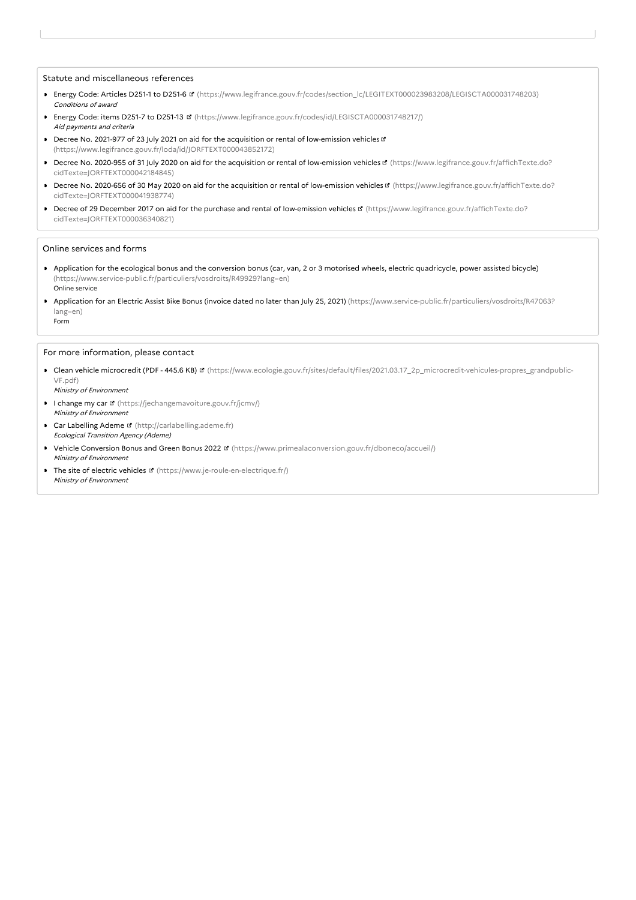## Statute and miscellaneous references

- Energy Code: Articles D251-1 to D251-6 (https://www.legifrance.gouv.fr/codes/section_lc/LEGITEXT000023983208/LEGISCTA000031748203)
  *Conditions of award*
- Energy Code: items D251-7 to D251-13 (https://www.legifrance.gouv.fr/codes/id/LEGISCTA000031748217/)
  *Aid payments and criteria*
- Decree No. 2021-977 of 23 July 2021 on aid for the acquisition or rental of low-emission vehicles (https://www.legifrance.gouv.fr/loda/id/JORFTEXT000043852172)
- Decree No. 2020-955 of 31 July 2020 on aid for the acquisition or rental of low-emission vehicles (https://www.legifrance.gouv.fr/affichTexte.do?cidTexte=JORFTEXT000042184845)
- Decree No. 2020-656 of 30 May 2020 on aid for the acquisition or rental of low-emission vehicles (https://www.legifrance.gouv.fr/affichTexte.do?cidTexte=JORFTEXT000041938774)
- Decree of 29 December 2017 on aid for the purchase and rental of low-emission vehicles (https://www.legifrance.gouv.fr/affichTexte.do?cidTexte=JORFTEXT000036340821)

## Online services and forms

- Application for the ecological bonus and the conversion bonus (car, van, 2 or 3 motorised wheels, electric quadricycle, power assisted bicycle) (https://www.service-public.fr/particuliers/vosdroits/R49929?lang=en)
  Online service
- Application for an Electric Assist Bike Bonus (invoice dated no later than July 25, 2021) (https://www.service-public.fr/particuliers/vosdroits/R47063?lang=en)
  Form

## For more information, please contact

- Clean vehicle microcredit (PDF - 445.6 KB) (https://www.ecologie.gouv.fr/sites/default/files/2021.03.17_2p_microcredit-vehicules-propres_grandpublic-VF.pdf)
  *Ministry of Environment*
- I change my car (https://jechangemavoiture.gouv.fr/jcmv/)
  *Ministry of Environment*
- Car Labelling Ademe (http://carlabelling.ademe.fr)
  *Ecological Transition Agency (Ademe)*
- Vehicle Conversion Bonus and Green Bonus 2022 (https://www.primealaconversion.gouv.fr/dboneco/accueil/)
  *Ministry of Environment*
- The site of electric vehicles (https://www.je-roule-en-electrique.fr/)
  *Ministry of Environment*